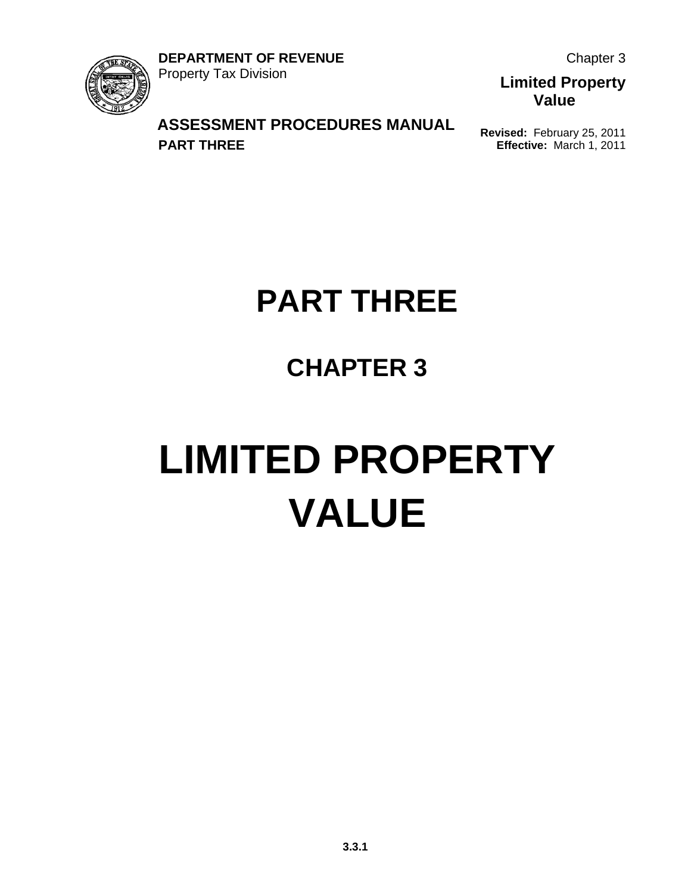**DEPARTMENT OF REVENUE**
Property Tax Division

**ASSESSMENT PROCEDURES MANUAL**
**PART THREE**

Chapter 3

**Limited Property Value**

**Revised:** February 25, 2011
**Effective:** March 1, 2011

# PART THREE

## CHAPTER 3

# LIMITED PROPERTY VALUE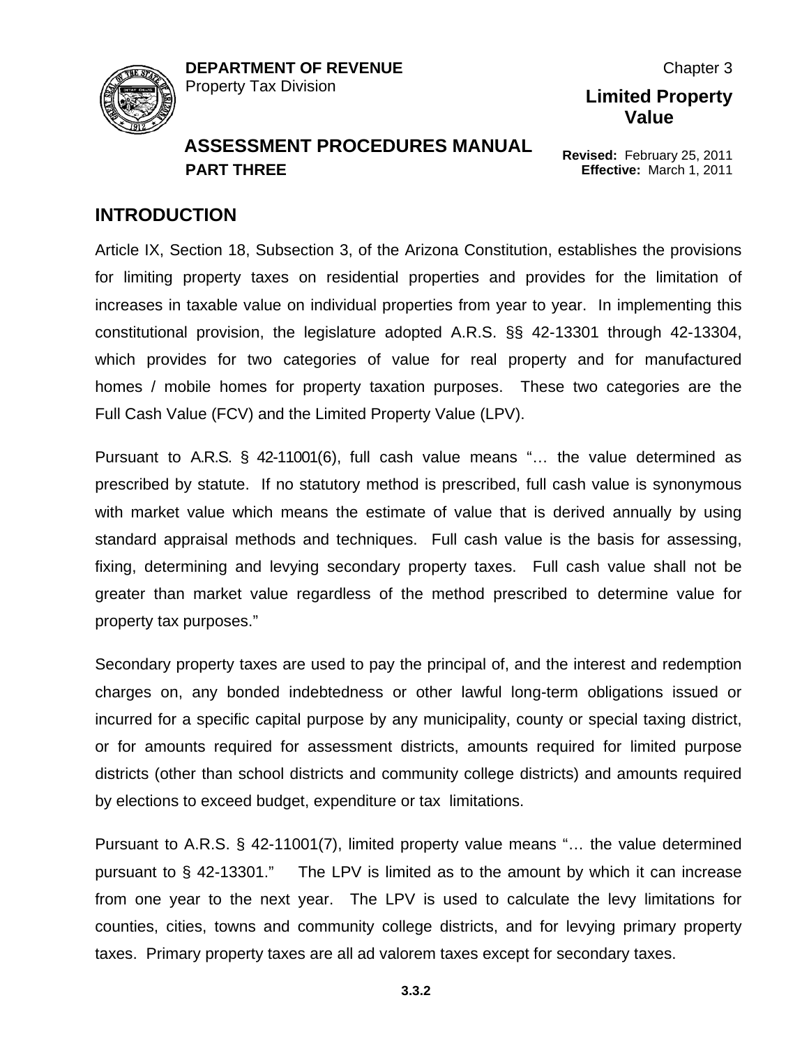## INTRODUCTION

Article IX, Section 18, Subsection 3, of the Arizona Constitution, establishes the provisions for limiting property taxes on residential properties and provides for the limitation of increases in taxable value on individual properties from year to year. In implementing this constitutional provision, the legislature adopted A.R.S. §§ 42-13301 through 42-13304, which provides for two categories of value for real property and for manufactured homes / mobile homes for property taxation purposes. These two categories are the Full Cash Value (FCV) and the Limited Property Value (LPV).

Pursuant to A.R.S. § 42-11001(6), full cash value means "… the value determined as prescribed by statute. If no statutory method is prescribed, full cash value is synonymous with market value which means the estimate of value that is derived annually by using standard appraisal methods and techniques. Full cash value is the basis for assessing, fixing, determining and levying secondary property taxes. Full cash value shall not be greater than market value regardless of the method prescribed to determine value for property tax purposes."

Secondary property taxes are used to pay the principal of, and the interest and redemption charges on, any bonded indebtedness or other lawful long-term obligations issued or incurred for a specific capital purpose by any municipality, county or special taxing district, or for amounts required for assessment districts, amounts required for limited purpose districts (other than school districts and community college districts) and amounts required by elections to exceed budget, expenditure or tax limitations.

Pursuant to A.R.S. § 42-11001(7), limited property value means "… the value determined pursuant to § 42-13301." The LPV is limited as to the amount by which it can increase from one year to the next year. The LPV is used to calculate the levy limitations for counties, cities, towns and community college districts, and for levying primary property taxes. Primary property taxes are all ad valorem taxes except for secondary taxes.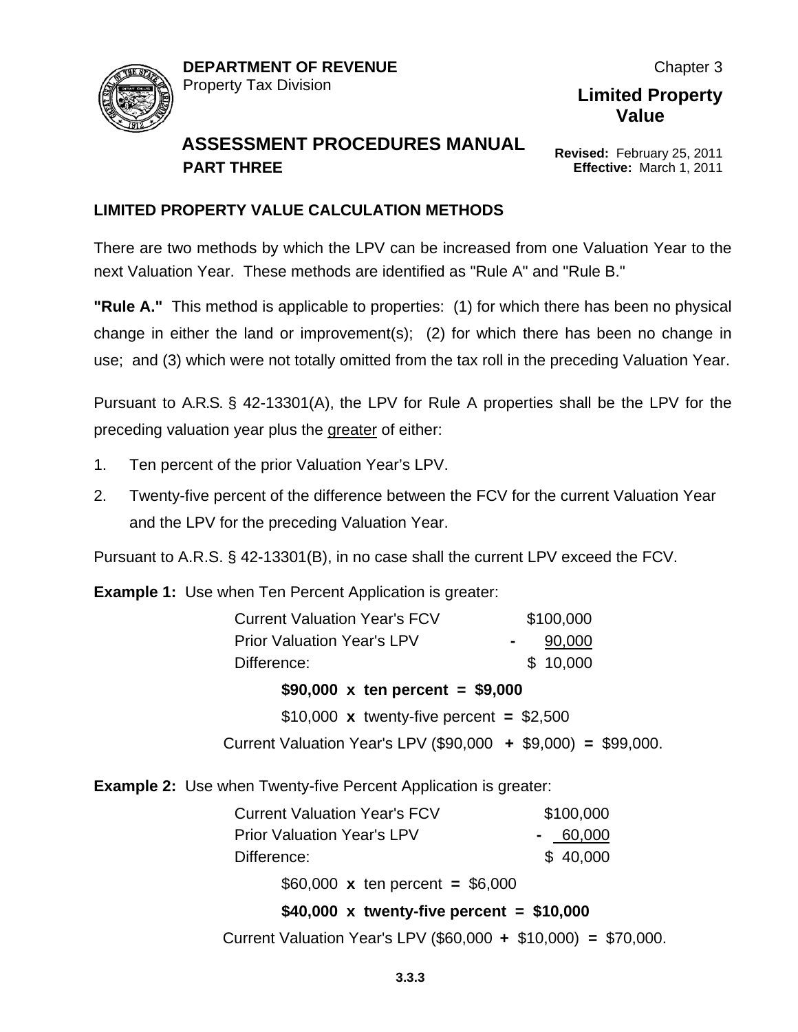## LIMITED PROPERTY VALUE CALCULATION METHODS

There are two methods by which the LPV can be increased from one Valuation Year to the next Valuation Year. These methods are identified as "Rule A" and "Rule B."

**"Rule A."** This method is applicable to properties: (1) for which there has been no physical change in either the land or improvement(s); (2) for which there has been no change in use; and (3) which were not totally omitted from the tax roll in the preceding Valuation Year.

Pursuant to A.R.S. § 42-13301(A), the LPV for Rule A properties shall be the LPV for the preceding valuation year plus the greater of either:

1. Ten percent of the prior Valuation Year's LPV.
2. Twenty-five percent of the difference between the FCV for the current Valuation Year and the LPV for the preceding Valuation Year.

Pursuant to A.R.S. § 42-13301(B), in no case shall the current LPV exceed the FCV.

**Example 1:** Use when Ten Percent Application is greater:

| | |
|---|---|
| Current Valuation Year's FCV | $100,000 |
| Prior Valuation Year's LPV | - 90,000 |
| Difference: | $ 10,000 |

**$90,000 x ten percent = $9,000**

$10,000 x twenty-five percent = $2,500

Current Valuation Year's LPV ($90,000 + $9,000) = $99,000.

**Example 2:** Use when Twenty-five Percent Application is greater:

| | |
|---|---|
| Current Valuation Year's FCV | $100,000 |
| Prior Valuation Year's LPV | - 60,000 |
| Difference: | $ 40,000 |

$60,000 x ten percent = $6,000

**$40,000 x twenty-five percent = $10,000**

Current Valuation Year's LPV ($60,000 + $10,000) = $70,000.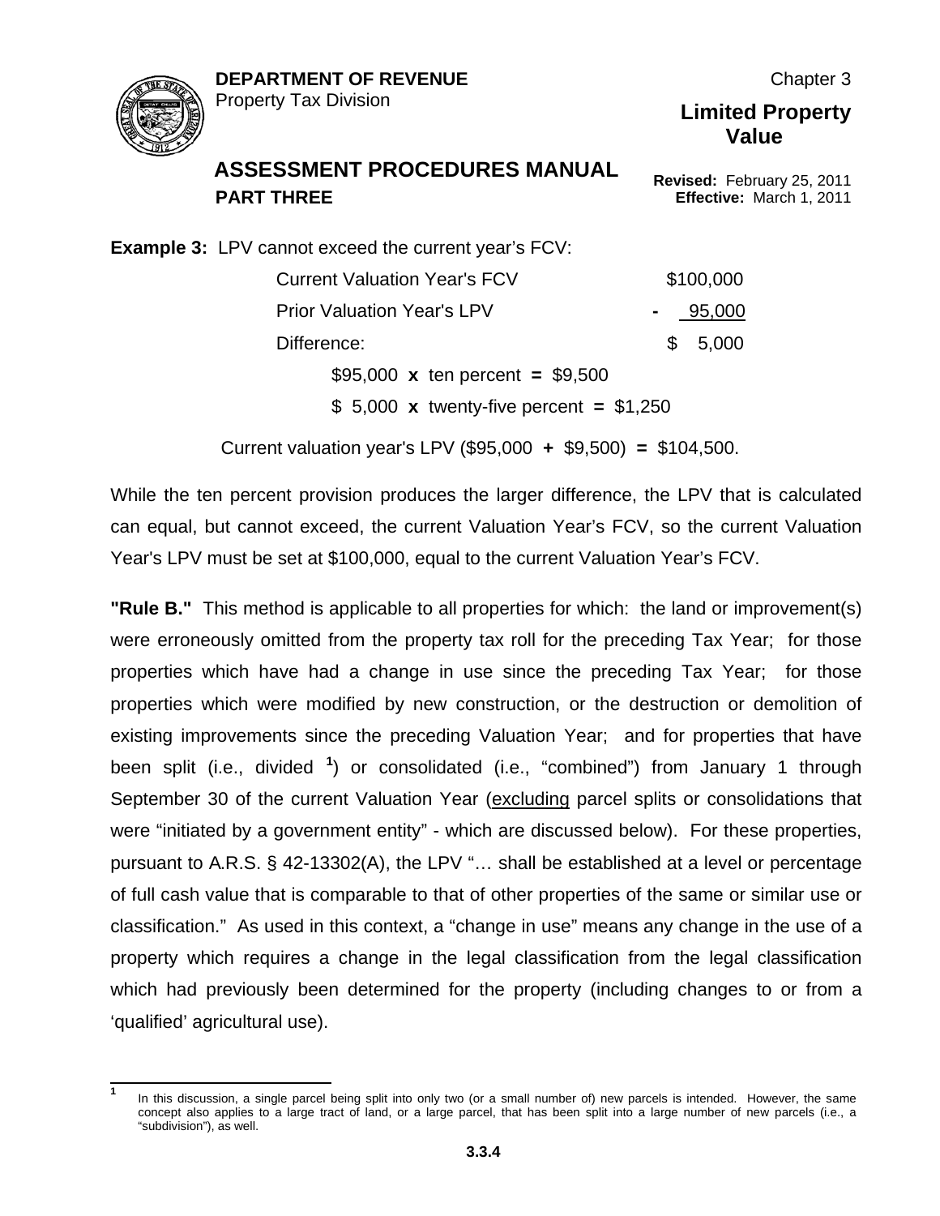**Example 3:** LPV cannot exceed the current year's FCV:

| | |
|---|---|
| Current Valuation Year's FCV | $100,000 |
| Prior Valuation Year's LPV | - 95,000 |
| Difference: | $ 5,000 |

$95,000 **x** ten percent **=** $9,500

$ 5,000 **x** twenty-five percent **=** $1,250

Current valuation year's LPV ($95,000 **+** $9,500) **=** $104,500.

While the ten percent provision produces the larger difference, the LPV that is calculated can equal, but cannot exceed, the current Valuation Year's FCV, so the current Valuation Year's LPV must be set at $100,000, equal to the current Valuation Year's FCV.

**"Rule B."** This method is applicable to all properties for which: the land or improvement(s) were erroneously omitted from the property tax roll for the preceding Tax Year; for those properties which have had a change in use since the preceding Tax Year; for those properties which were modified by new construction, or the destruction or demolition of existing improvements since the preceding Valuation Year; and for properties that have been split (i.e., divided [1]) or consolidated (i.e., "combined") from January 1 through September 30 of the current Valuation Year (<u>excluding</u> parcel splits or consolidations that were "initiated by a government entity" - which are discussed below). For these properties, pursuant to A.R.S. § 42-13302(A), the LPV "… shall be established at a level or percentage of full cash value that is comparable to that of other properties of the same or similar use or classification." As used in this context, a "change in use" means any change in the use of a property which requires a change in the legal classification from the legal classification which had previously been determined for the property (including changes to or from a 'qualified' agricultural use).

[1] In this discussion, a single parcel being split into only two (or a small number of) new parcels is intended. However, the same concept also applies to a large tract of land, or a large parcel, that has been split into a large number of new parcels (i.e., a "subdivision"), as well.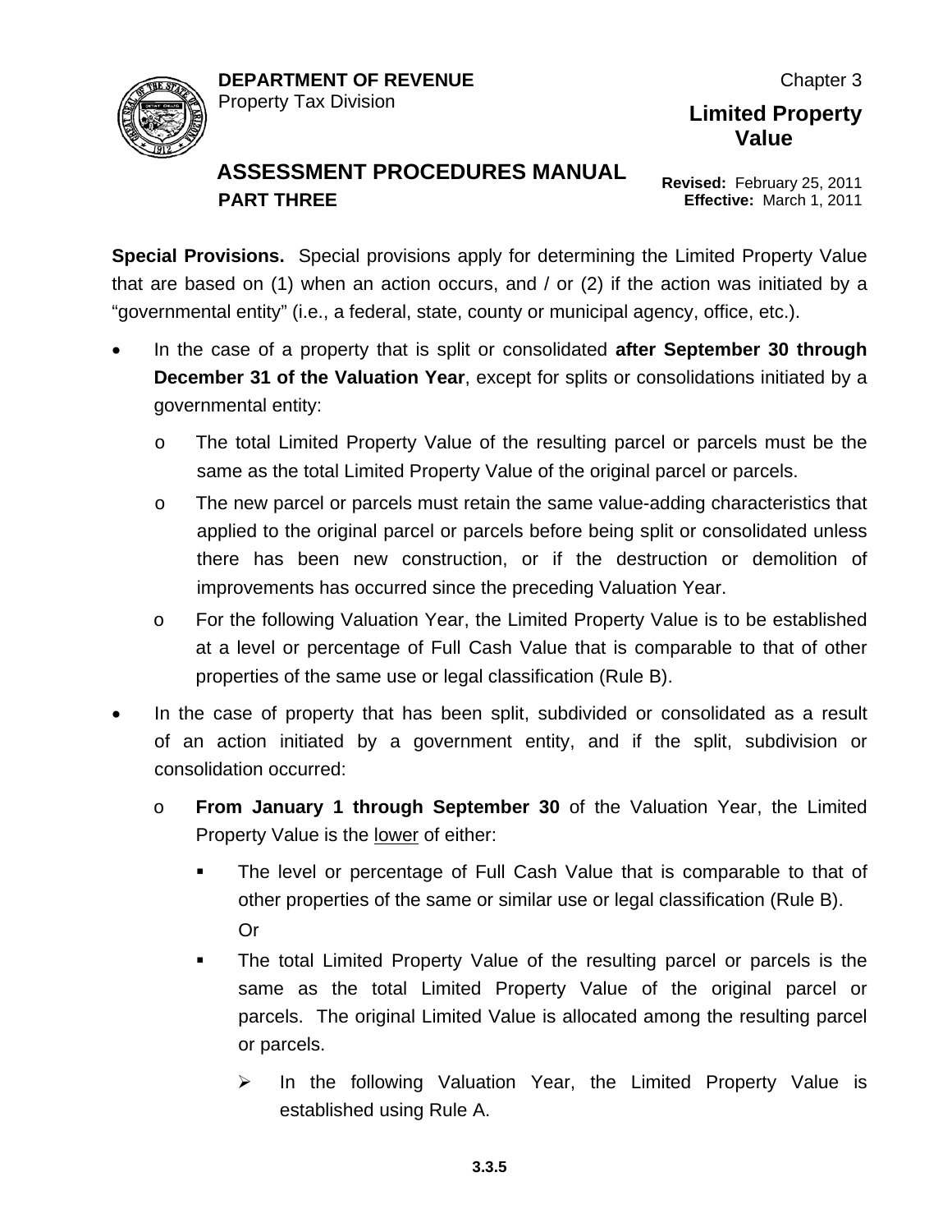**Special Provisions.** Special provisions apply for determining the Limited Property Value that are based on (1) when an action occurs, and / or (2) if the action was initiated by a "governmental entity" (i.e., a federal, state, county or municipal agency, office, etc.).

- In the case of a property that is split or consolidated **after September 30 through December 31 of the Valuation Year**, except for splits or consolidations initiated by a governmental entity:
    - The total Limited Property Value of the resulting parcel or parcels must be the same as the total Limited Property Value of the original parcel or parcels.
    - The new parcel or parcels must retain the same value-adding characteristics that applied to the original parcel or parcels before being split or consolidated unless there has been new construction, or if the destruction or demolition of improvements has occurred since the preceding Valuation Year.
    - For the following Valuation Year, the Limited Property Value is to be established at a level or percentage of Full Cash Value that is comparable to that of other properties of the same use or legal classification (Rule B).
- In the case of property that has been split, subdivided or consolidated as a result of an action initiated by a government entity, and if the split, subdivision or consolidation occurred:
    - **From January 1 through September 30** of the Valuation Year, the Limited Property Value is the <u>lower</u> of either:
        - The level or percentage of Full Cash Value that is comparable to that of other properties of the same or similar use or legal classification (Rule B). Or
        - The total Limited Property Value of the resulting parcel or parcels is the same as the total Limited Property Value of the original parcel or parcels. The original Limited Value is allocated among the resulting parcel or parcels.
            - In the following Valuation Year, the Limited Property Value is established using Rule A.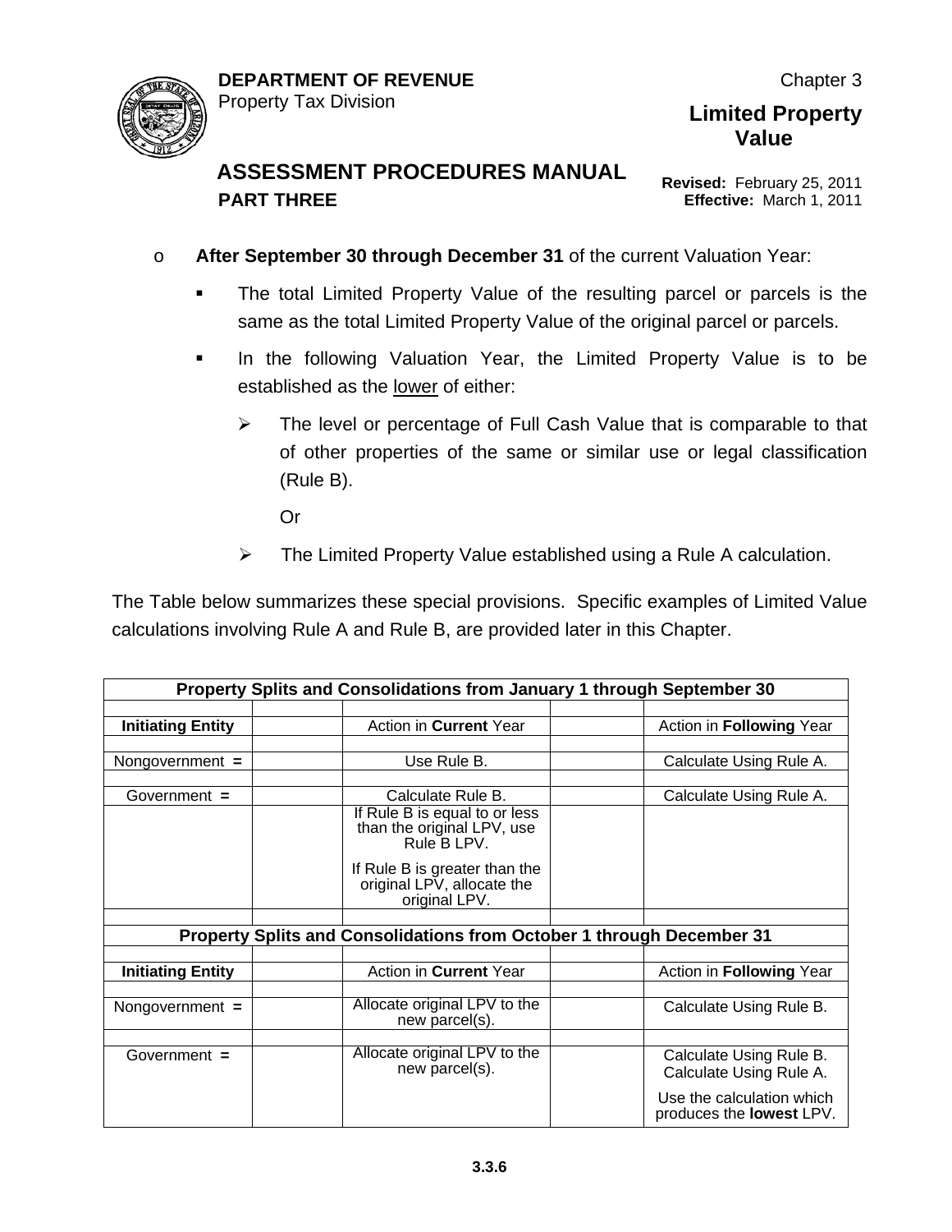- **After September 30 through December 31** of the current Valuation Year:
  - The total Limited Property Value of the resulting parcel or parcels is the same as the total Limited Property Value of the original parcel or parcels.
  - In the following Valuation Year, the Limited Property Value is to be established as the lower of either:
    - The level or percentage of Full Cash Value that is comparable to that of other properties of the same or similar use or legal classification (Rule B).

      Or

    - The Limited Property Value established using a Rule A calculation.

The Table below summarizes these special provisions. Specific examples of Limited Value calculations involving Rule A and Rule B, are provided later in this Chapter.

| Property Splits and Consolidations from January 1 through September 30 | | | | |
|---|---|---|---|---|
| **Initiating Entity** | | Action in **Current** Year | | Action in **Following** Year |
| Nongovernment **=** | | Use Rule B. | | Calculate Using Rule A. |
| Government **=** | | Calculate Rule B. | | Calculate Using Rule A. |
| | | If Rule B is equal to or less than the original LPV, use Rule B LPV. If Rule B is greater than the original LPV, allocate the original LPV. | | |
| **Property Splits and Consolidations from October 1 through December 31** | | | | |
| **Initiating Entity** | | Action in **Current** Year | | Action in **Following** Year |
| Nongovernment **=** | | Allocate original LPV to the new parcel(s). | | Calculate Using Rule B. |
| Government **=** | | Allocate original LPV to the new parcel(s). | | Calculate Using Rule B. Calculate Using Rule A. Use the calculation which produces the **lowest** LPV. |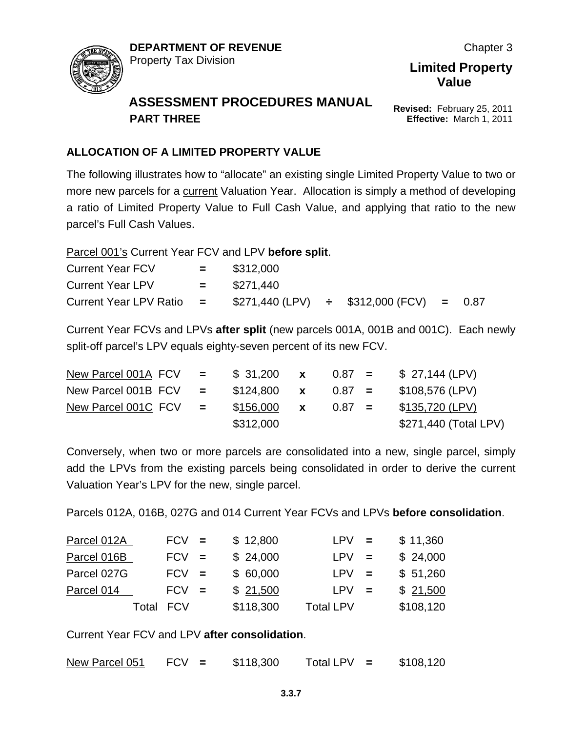## ALLOCATION OF A LIMITED PROPERTY VALUE

The following illustrates how to "allocate" an existing single Limited Property Value to two or more new parcels for a current Valuation Year. Allocation is simply a method of developing a ratio of Limited Property Value to Full Cash Value, and applying that ratio to the new parcel's Full Cash Values.

Parcel 001's Current Year FCV and LPV **before split**.

| | | | | | | |
|---|---|---|---|---|---|---|
| Current Year FCV | = | $312,000 | | | | |
| Current Year LPV | = | $271,440 | | | | |
| Current Year LPV Ratio | = | $271,440 (LPV) | ÷ | $312,000 (FCV) | = | 0.87 |

Current Year FCVs and LPVs **after split** (new parcels 001A, 001B and 001C). Each newly split-off parcel's LPV equals eighty-seven percent of its new FCV.

| | | | | | | |
|---|---|---|---|---|---|---|
| New Parcel 001A FCV | = | $ 31,200 | x | 0.87 | = | $ 27,144 (LPV) |
| New Parcel 001B FCV | = | $124,800 | x | 0.87 | = | $108,576 (LPV) |
| New Parcel 001C FCV | = | $156,000 | x | 0.87 | = | $135,720 (LPV) |
| | | $312,000 | | | | $271,440 (Total LPV) |

Conversely, when two or more parcels are consolidated into a new, single parcel, simply add the LPVs from the existing parcels being consolidated in order to derive the current Valuation Year's LPV for the new, single parcel.

Parcels 012A, 016B, 027G and 014 Current Year FCVs and LPVs **before consolidation**.

| | | | | | | |
|---|---|---|---|---|---|---|
| Parcel 012A | FCV | = | $ 12,800 | LPV | = | $ 11,360 |
| Parcel 016B | FCV | = | $ 24,000 | LPV | = | $ 24,000 |
| Parcel 027G | FCV | = | $ 60,000 | LPV | = | $ 51,260 |
| Parcel 014 | FCV | = | $ 21,500 | LPV | = | $ 21,500 |
| Total | FCV | | $118,300 | Total LPV | | $108,120 |

Current Year FCV and LPV **after consolidation**.

| | | | | | | |
|---|---|---|---|---|---|---|
| New Parcel 051 | FCV | = | $118,300 | Total LPV | = | $108,120 |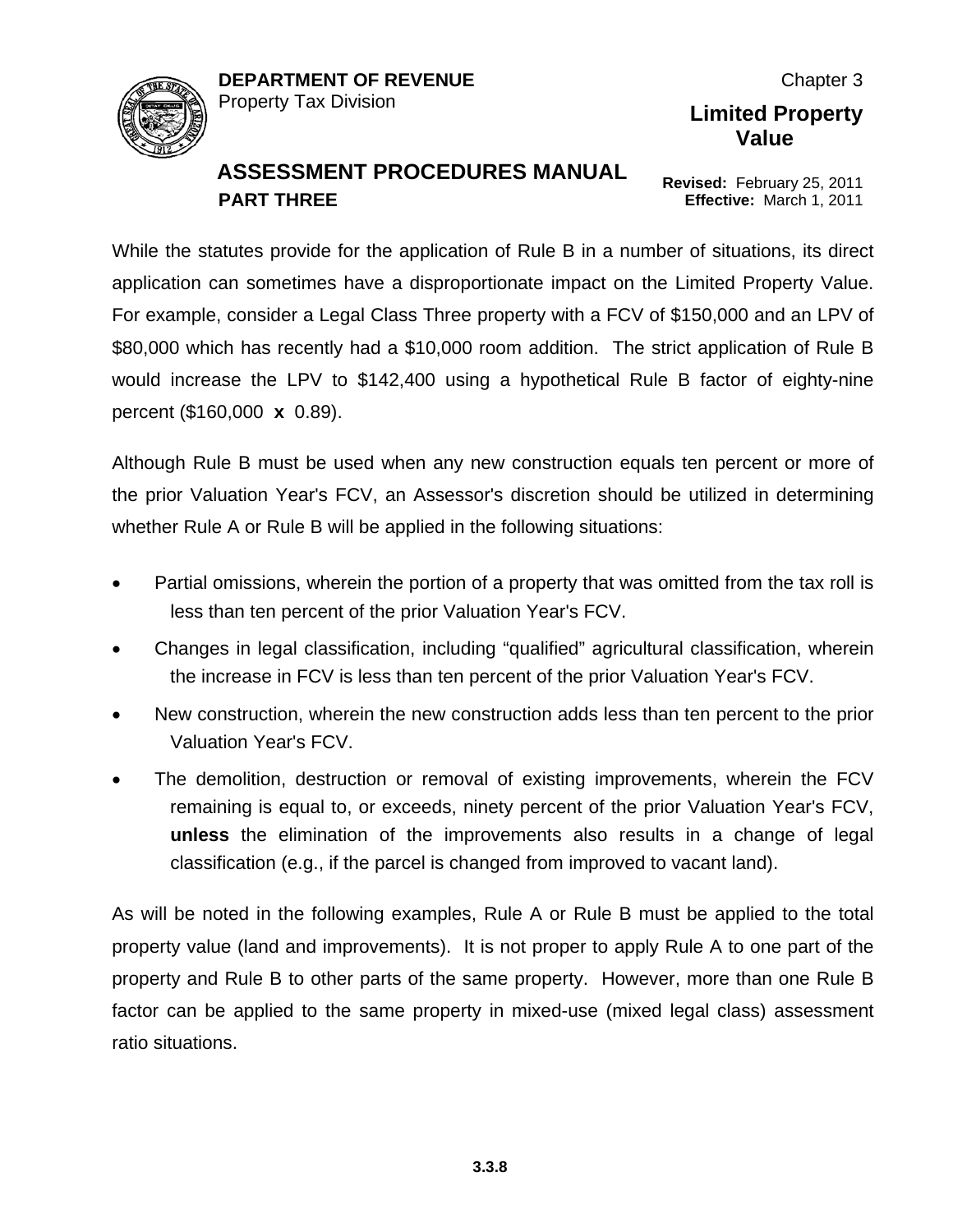While the statutes provide for the application of Rule B in a number of situations, its direct application can sometimes have a disproportionate impact on the Limited Property Value. For example, consider a Legal Class Three property with a FCV of $150,000 and an LPV of $80,000 which has recently had a $10,000 room addition. The strict application of Rule B would increase the LPV to $142,400 using a hypothetical Rule B factor of eighty-nine percent ($160,000 **x** 0.89).

Although Rule B must be used when any new construction equals ten percent or more of the prior Valuation Year's FCV, an Assessor's discretion should be utilized in determining whether Rule A or Rule B will be applied in the following situations:

- Partial omissions, wherein the portion of a property that was omitted from the tax roll is less than ten percent of the prior Valuation Year's FCV.
- Changes in legal classification, including "qualified" agricultural classification, wherein the increase in FCV is less than ten percent of the prior Valuation Year's FCV.
- New construction, wherein the new construction adds less than ten percent to the prior Valuation Year's FCV.
- The demolition, destruction or removal of existing improvements, wherein the FCV remaining is equal to, or exceeds, ninety percent of the prior Valuation Year's FCV, **unless** the elimination of the improvements also results in a change of legal classification (e.g., if the parcel is changed from improved to vacant land).

As will be noted in the following examples, Rule A or Rule B must be applied to the total property value (land and improvements). It is not proper to apply Rule A to one part of the property and Rule B to other parts of the same property. However, more than one Rule B factor can be applied to the same property in mixed-use (mixed legal class) assessment ratio situations.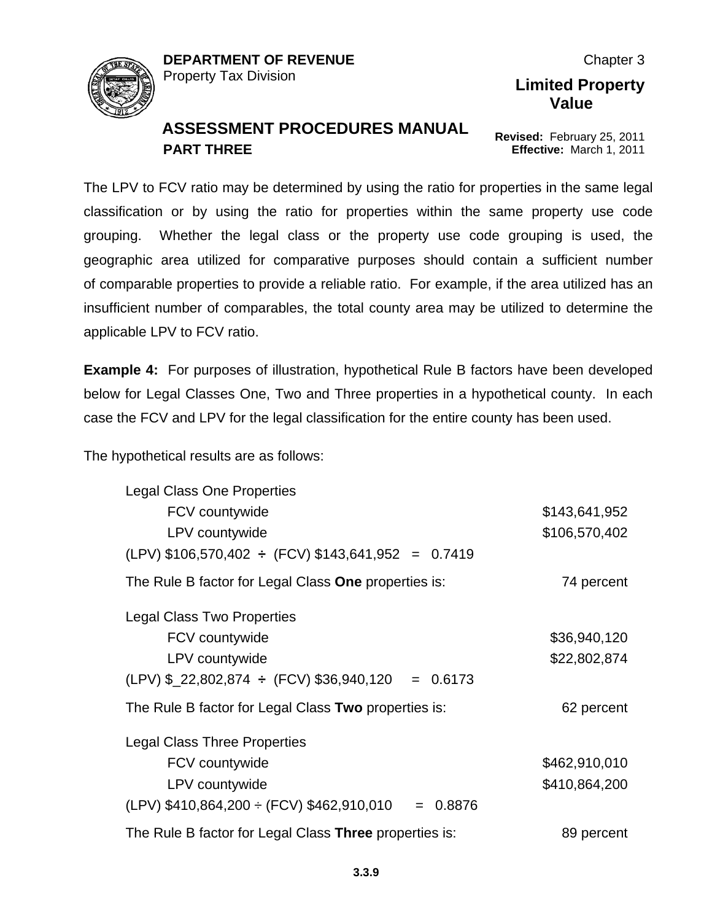The LPV to FCV ratio may be determined by using the ratio for properties in the same legal classification or by using the ratio for properties within the same property use code grouping. Whether the legal class or the property use code grouping is used, the geographic area utilized for comparative purposes should contain a sufficient number of comparable properties to provide a reliable ratio. For example, if the area utilized has an insufficient number of comparables, the total county area may be utilized to determine the applicable LPV to FCV ratio.

**Example 4:** For purposes of illustration, hypothetical Rule B factors have been developed below for Legal Classes One, Two and Three properties in a hypothetical county. In each case the FCV and LPV for the legal classification for the entire county has been used.

The hypothetical results are as follows:

Legal Class One Properties

| | |
|---|---|
| FCV countywide | $143,641,952 |
| LPV countywide | $106,570,402 |

(LPV) $106,570,402 ÷ (FCV) $143,641,952 = 0.7419

The Rule B factor for Legal Class **One** properties is: 74 percent

Legal Class Two Properties

| | |
|---|---|
| FCV countywide | $36,940,120 |
| LPV countywide | $22,802,874 |

(LPV) $_22,802,874 ÷ (FCV) $36,940,120 = 0.6173

The Rule B factor for Legal Class **Two** properties is: 62 percent

Legal Class Three Properties

| | |
|---|---|
| FCV countywide | $462,910,010 |
| LPV countywide | $410,864,200 |

(LPV) $410,864,200 ÷ (FCV) $462,910,010 = 0.8876

The Rule B factor for Legal Class **Three** properties is: 89 percent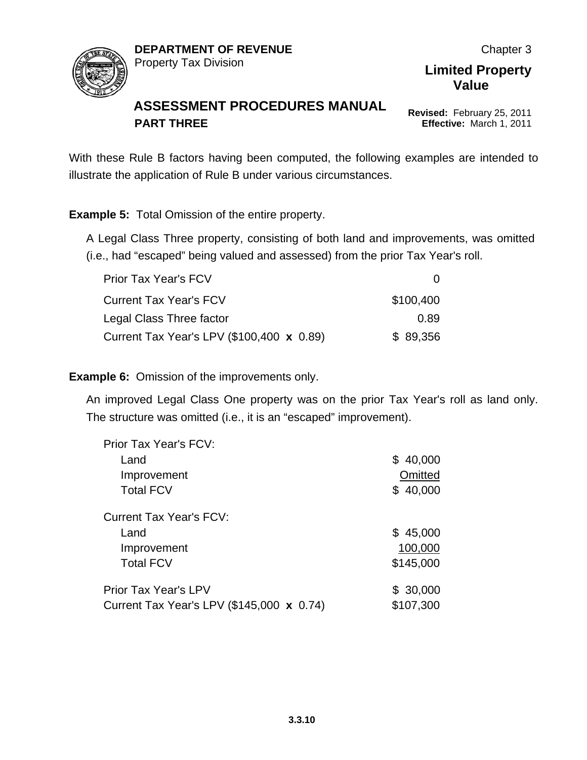With these Rule B factors having been computed, the following examples are intended to illustrate the application of Rule B under various circumstances.

**Example 5:** Total Omission of the entire property.

A Legal Class Three property, consisting of both land and improvements, was omitted (i.e., had "escaped" being valued and assessed) from the prior Tax Year's roll.

| | |
|---|---|
| Prior Tax Year's FCV | 0 |
| Current Tax Year's FCV | $100,400 |
| Legal Class Three factor | 0.89 |
| Current Tax Year's LPV ($100,400 **x** 0.89) | $ 89,356 |

**Example 6:** Omission of the improvements only.

An improved Legal Class One property was on the prior Tax Year's roll as land only. The structure was omitted (i.e., it is an "escaped" improvement).

| | |
|---|---|
| Prior Tax Year's FCV: | |
| Land | $ 40,000 |
| Improvement | Omitted |
| Total FCV | $ 40,000 |
| | |
| Current Tax Year's FCV: | |
| Land | $ 45,000 |
| Improvement | 100,000 |
| Total FCV | $145,000 |
| | |
| Prior Tax Year's LPV | $ 30,000 |
| Current Tax Year's LPV ($145,000 **x** 0.74) | $107,300 |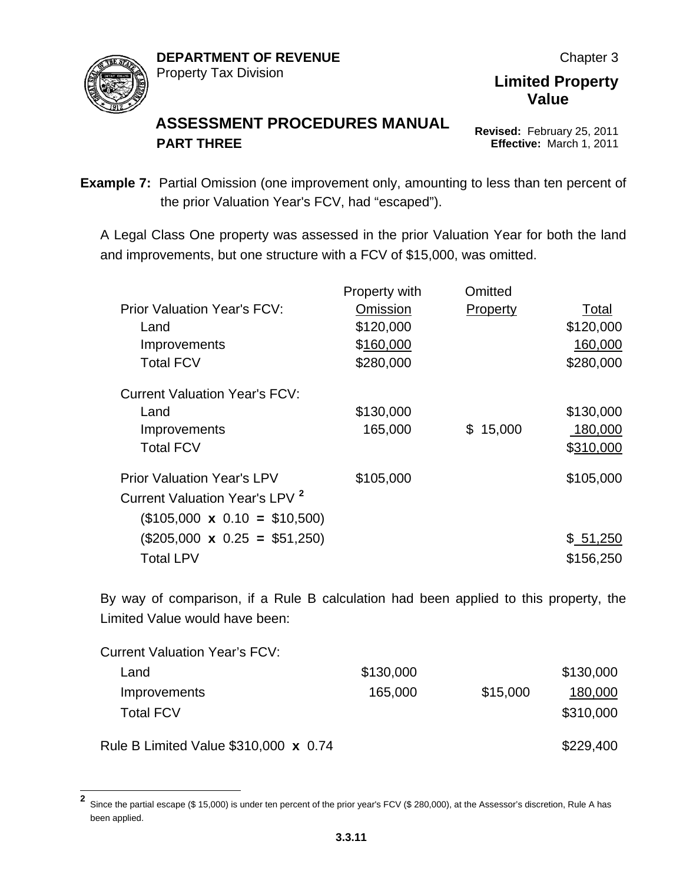**Example 7:** Partial Omission (one improvement only, amounting to less than ten percent of the prior Valuation Year's FCV, had "escaped").

A Legal Class One property was assessed in the prior Valuation Year for both the land and improvements, but one structure with a FCV of $15,000, was omitted.

| | Property with Omission | Omitted Property | Total |
|---|---|---|---|
| Prior Valuation Year's FCV: | | | |
| Land | $120,000 | | $120,000 |
| Improvements | $160,000 | | 160,000 |
| Total FCV | $280,000 | | $280,000 |
| Current Valuation Year's FCV: | | | |
| Land | $130,000 | | $130,000 |
| Improvements | 165,000 | $ 15,000 | 180,000 |
| Total FCV | | | $310,000 |
| Prior Valuation Year's LPV | $105,000 | | $105,000 |
| Current Valuation Year's LPV [2] | | | |
| ($105,000 x 0.10 = $10,500) | | | |
| ($205,000 x 0.25 = $51,250) | | | $ 51,250 |
| Total LPV | | | $156,250 |

By way of comparison, if a Rule B calculation had been applied to this property, the Limited Value would have been:

| Current Valuation Year's FCV: | | | |
|---|---|---|---|
| Land | $130,000 | | $130,000 |
| Improvements | 165,000 | $15,000 | 180,000 |
| Total FCV | | | $310,000 |
| Rule B Limited Value $310,000 x 0.74 | | | $229,400 |

[2] Since the partial escape ($ 15,000) is under ten percent of the prior year's FCV ($ 280,000), at the Assessor's discretion, Rule A has been applied.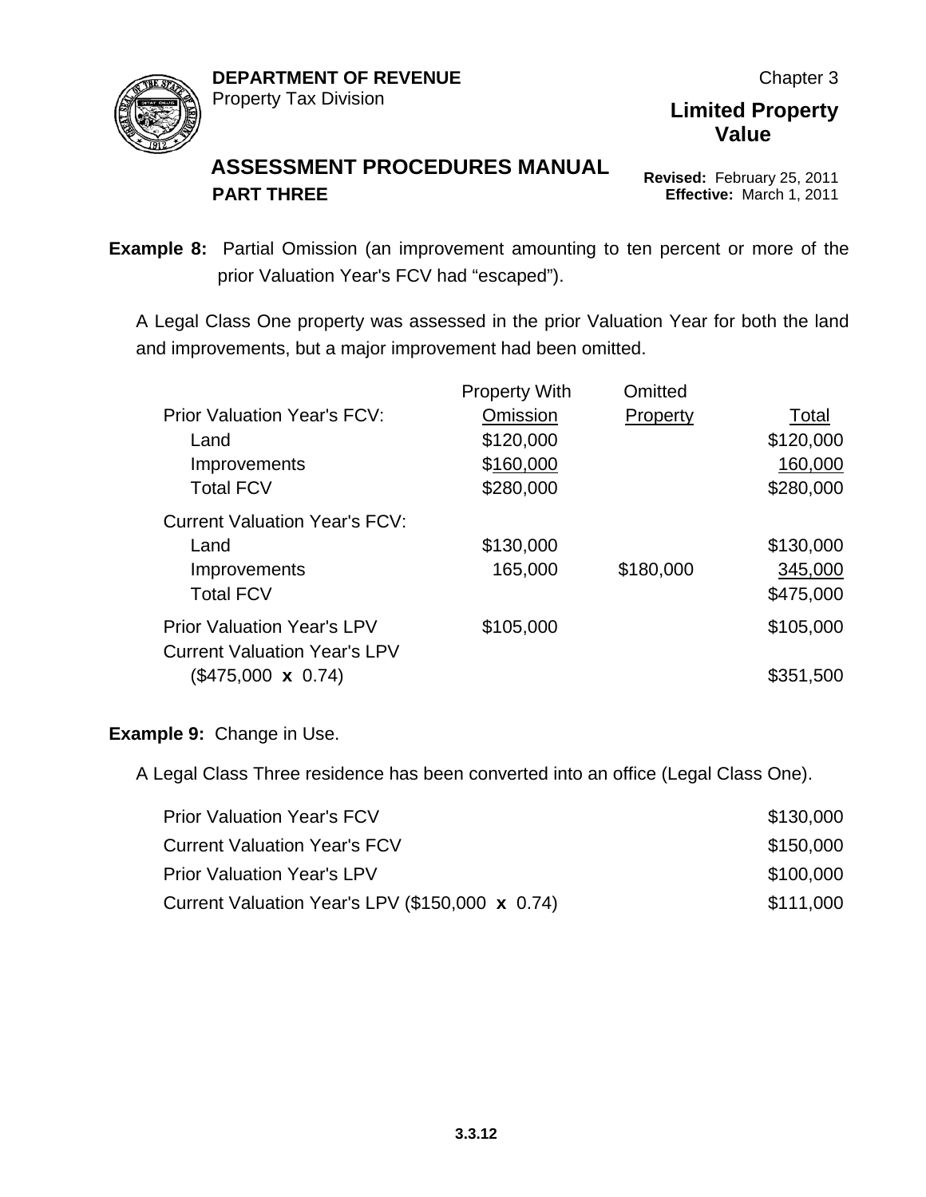**Example 8:** Partial Omission (an improvement amounting to ten percent or more of the prior Valuation Year's FCV had "escaped").

A Legal Class One property was assessed in the prior Valuation Year for both the land and improvements, but a major improvement had been omitted.

| | Property With Omission | Omitted Property | Total |
|---|---|---|---|
| Prior Valuation Year's FCV: | | | |
| Land | $120,000 | | $120,000 |
| Improvements | $160,000 | | 160,000 |
| Total FCV | $280,000 | | $280,000 |
| Current Valuation Year's FCV: | | | |
| Land | $130,000 | | $130,000 |
| Improvements | 165,000 | $180,000 | 345,000 |
| Total FCV | | | $475,000 |
| Prior Valuation Year's LPV | $105,000 | | $105,000 |
| Current Valuation Year's LPV ($475,000 **x** 0.74) | | | $351,500 |

**Example 9:** Change in Use.

A Legal Class Three residence has been converted into an office (Legal Class One).

| | |
|---|---|
| Prior Valuation Year's FCV | $130,000 |
| Current Valuation Year's FCV | $150,000 |
| Prior Valuation Year's LPV | $100,000 |
| Current Valuation Year's LPV ($150,000 **x** 0.74) | $111,000 |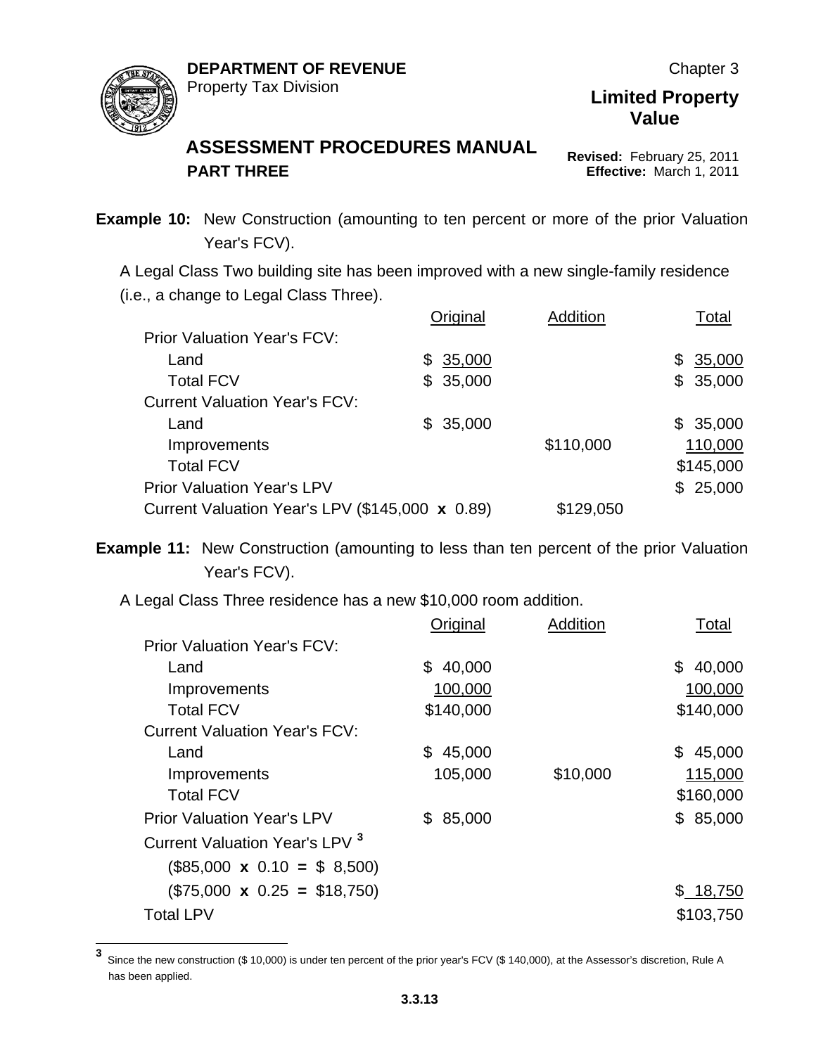**Example 10:** New Construction (amounting to ten percent or more of the prior Valuation Year's FCV).

A Legal Class Two building site has been improved with a new single-family residence (i.e., a change to Legal Class Three).

| | Original | Addition | Total |
|---|---|---|---|
| Prior Valuation Year's FCV: | | | |
| Land | $ 35,000 | | $ 35,000 |
| Total FCV | $ 35,000 | | $ 35,000 |
| Current Valuation Year's FCV: | | | |
| Land | $ 35,000 | | $ 35,000 |
| Improvements | | $110,000 | 110,000 |
| Total FCV | | | $145,000 |
| Prior Valuation Year's LPV | | | $ 25,000 |
| Current Valuation Year's LPV ($145,000 **x** 0.89) | | $129,050 | |

**Example 11:** New Construction (amounting to less than ten percent of the prior Valuation Year's FCV).

A Legal Class Three residence has a new $10,000 room addition.

| | Original | Addition | Total |
|---|---|---|---|
| Prior Valuation Year's FCV: | | | |
| Land | $ 40,000 | | $ 40,000 |
| Improvements | 100,000 | | 100,000 |
| Total FCV | $140,000 | | $140,000 |
| Current Valuation Year's FCV: | | | |
| Land | $ 45,000 | | $ 45,000 |
| Improvements | 105,000 | $10,000 | 115,000 |
| Total FCV | | | $160,000 |
| Prior Valuation Year's LPV | $ 85,000 | | $ 85,000 |
| Current Valuation Year's LPV [3] | | | |
| ($85,000 **x** 0.10 **=** $ 8,500) | | | |
| ($75,000 **x** 0.25 **=** $18,750) | | | $ 18,750 |
| Total LPV | | | $103,750 |

[3] Since the new construction ($ 10,000) is under ten percent of the prior year's FCV ($ 140,000), at the Assessor's discretion, Rule A has been applied.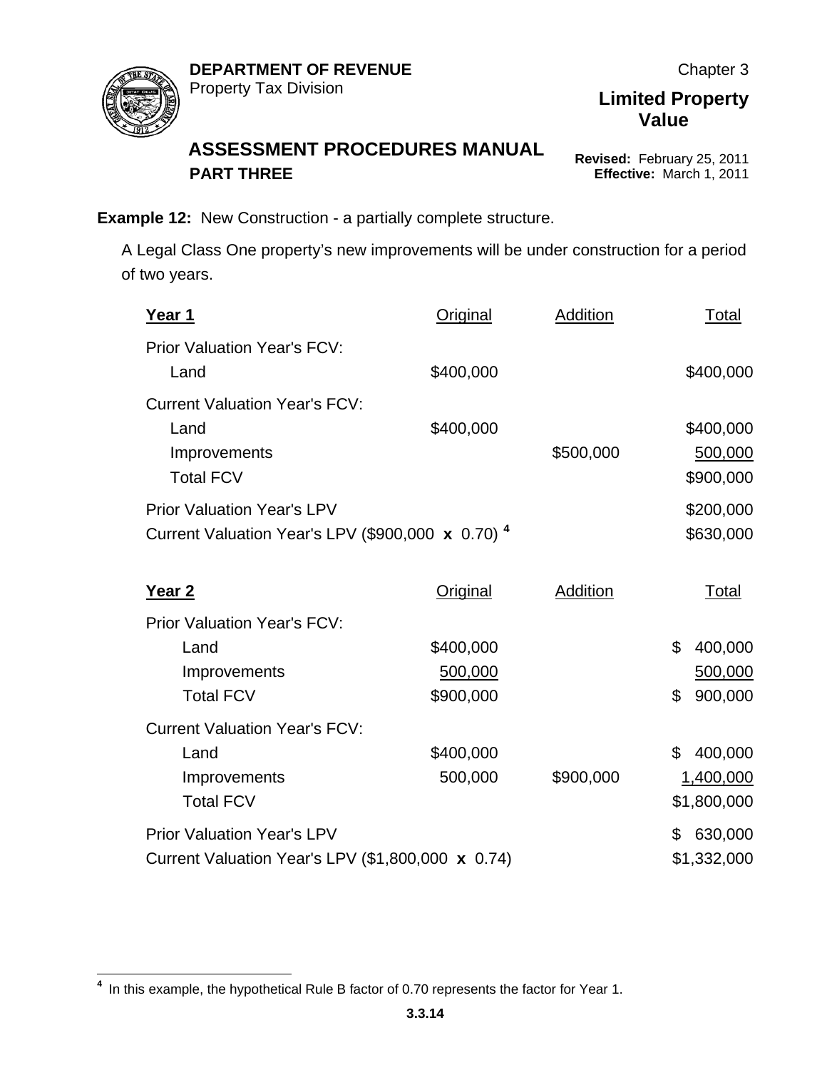**Example 12:** New Construction - a partially complete structure.

A Legal Class One property's new improvements will be under construction for a period of two years.

| **Year 1** | Original | Addition | Total |
|---|---|---|---|
| Prior Valuation Year's FCV: | | | |
| Land | $400,000 | | $400,000 |
| Current Valuation Year's FCV: | | | |
| Land | $400,000 | | $400,000 |
| Improvements | | $500,000 | 500,000 |
| Total FCV | | | $900,000 |
| Prior Valuation Year's LPV | | | $200,000 |
| Current Valuation Year's LPV ($900,000 **x** 0.70) [4] | | | $630,000 |

| **Year 2** | Original | Addition | Total |
|---|---|---|---|
| Prior Valuation Year's FCV: | | | |
| Land | $400,000 | | $ 400,000 |
| Improvements | 500,000 | | 500,000 |
| Total FCV | $900,000 | | $ 900,000 |
| Current Valuation Year's FCV: | | | |
| Land | $400,000 | | $ 400,000 |
| Improvements | 500,000 | $900,000 | 1,400,000 |
| Total FCV | | | $1,800,000 |
| Prior Valuation Year's LPV | | | $ 630,000 |
| Current Valuation Year's LPV ($1,800,000 **x** 0.74) | | | $1,332,000 |

[4] In this example, the hypothetical Rule B factor of 0.70 represents the factor for Year 1.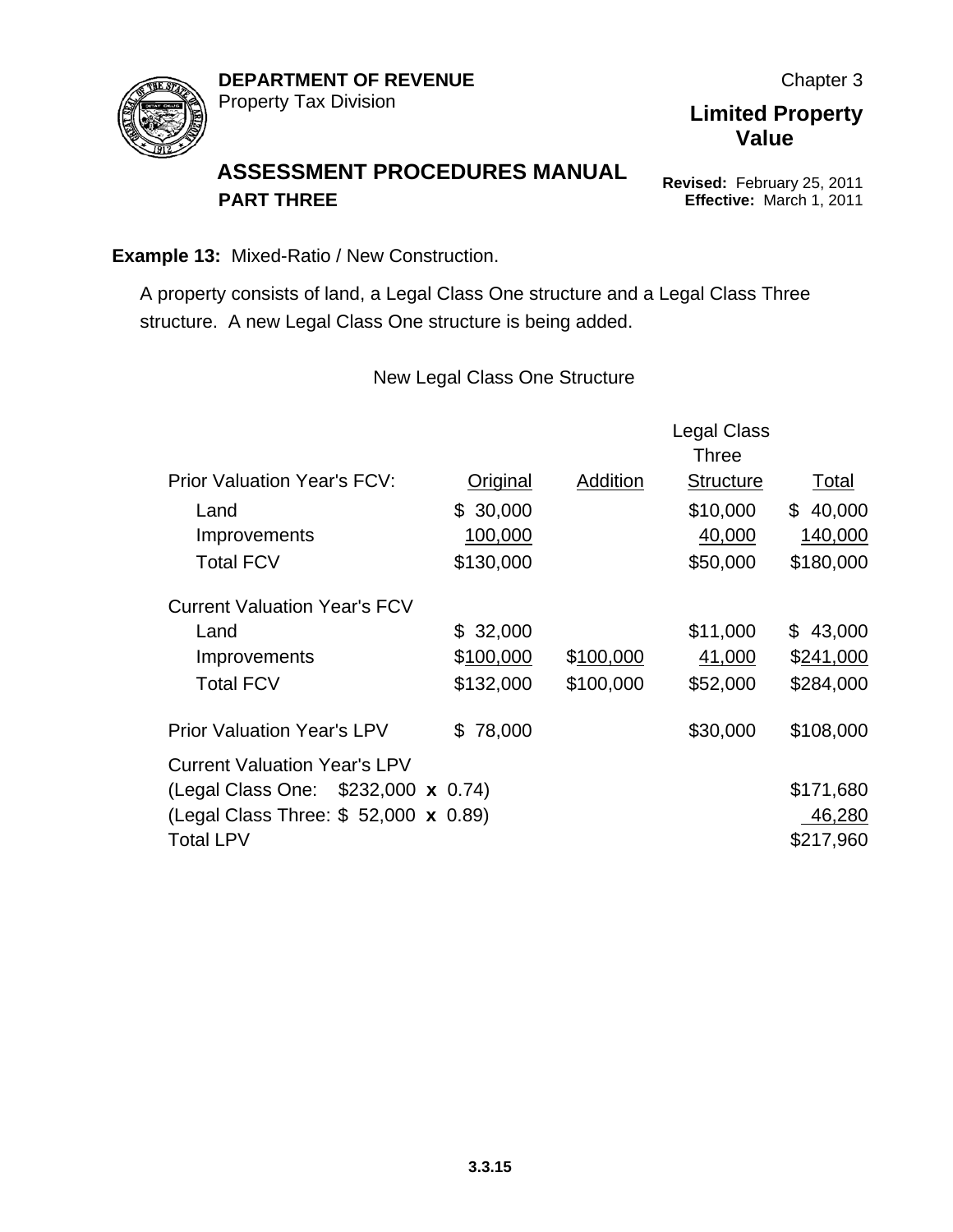**Example 13:** Mixed-Ratio / New Construction.

A property consists of land, a Legal Class One structure and a Legal Class Three structure. A new Legal Class One structure is being added.

New Legal Class One Structure

| Prior Valuation Year's FCV: | Original | Addition | Legal Class Three Structure | Total |
|---|---|---|---|---|
| Land | $ 30,000 | | $10,000 | $ 40,000 |
| Improvements | 100,000 | | 40,000 | 140,000 |
| Total FCV | $130,000 | | $50,000 | $180,000 |
| **Current Valuation Year's FCV** | | | | |
| Land | $ 32,000 | | $11,000 | $ 43,000 |
| Improvements | $100,000 | $100,000 | 41,000 | $241,000 |
| Total FCV | $132,000 | $100,000 | $52,000 | $284,000 |
| Prior Valuation Year's LPV | $ 78,000 | | $30,000 | $108,000 |
| Current Valuation Year's LPV | | | | |
| (Legal Class One: $232,000 **x** 0.74) | | | | $171,680 |
| (Legal Class Three: $ 52,000 **x** 0.89) | | | | 46,280 |
| Total LPV | | | | $217,960 |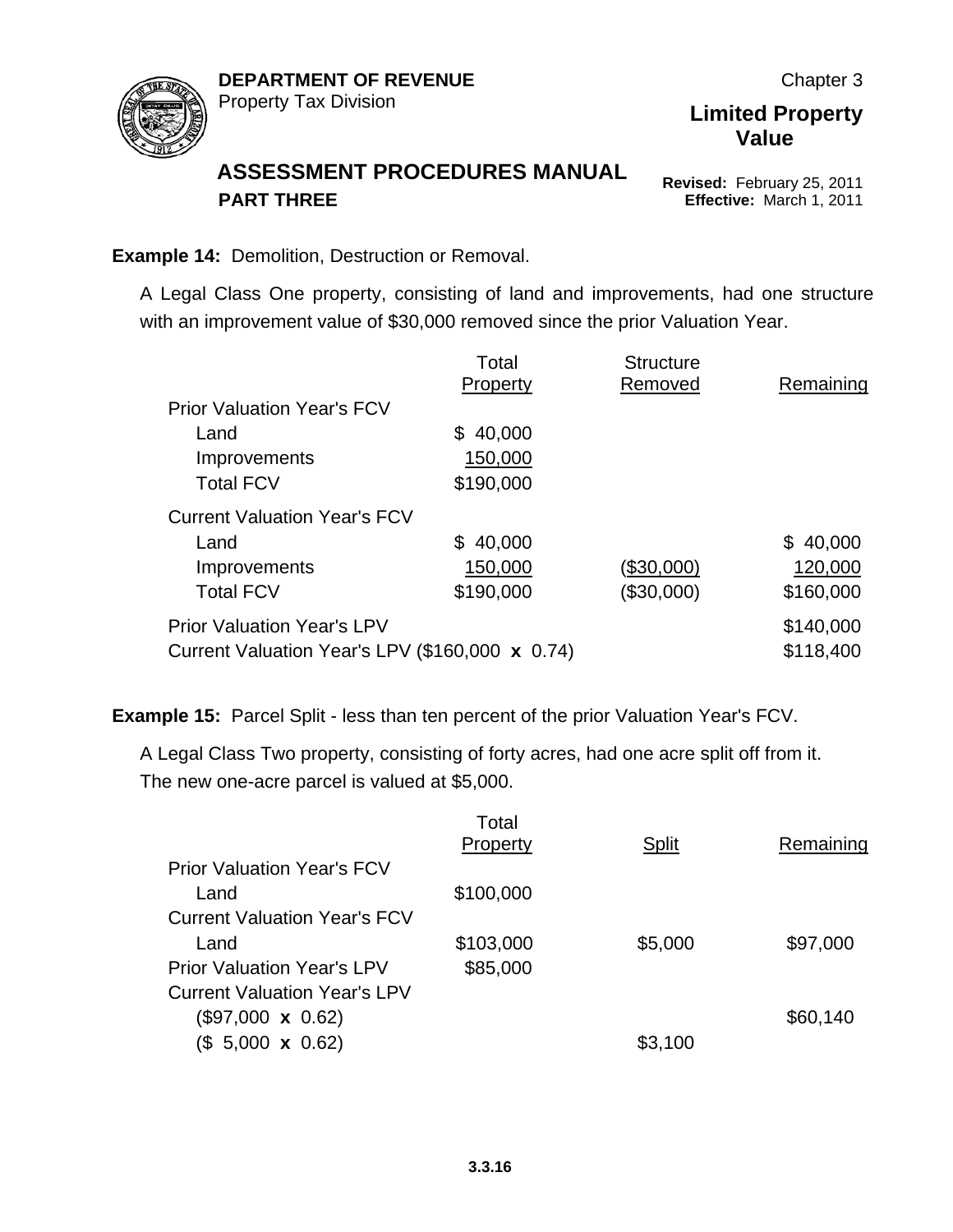**Example 14:** Demolition, Destruction or Removal.

A Legal Class One property, consisting of land and improvements, had one structure with an improvement value of $30,000 removed since the prior Valuation Year.

| | Total Property | Structure Removed | Remaining |
|---|---|---|---|
| Prior Valuation Year's FCV | | | |
| Land | $ 40,000 | | |
| Improvements | 150,000 | | |
| Total FCV | $190,000 | | |
| Current Valuation Year's FCV | | | |
| Land | $ 40,000 | | $ 40,000 |
| Improvements | 150,000 | ($30,000) | 120,000 |
| Total FCV | $190,000 | ($30,000) | $160,000 |
| Prior Valuation Year's LPV | | | $140,000 |
| Current Valuation Year's LPV ($160,000 **x** 0.74) | | | $118,400 |

**Example 15:** Parcel Split - less than ten percent of the prior Valuation Year's FCV.

A Legal Class Two property, consisting of forty acres, had one acre split off from it. The new one-acre parcel is valued at $5,000.

| | Total Property | Split | Remaining |
|---|---|---|---|
| Prior Valuation Year's FCV | | | |
| Land | $100,000 | | |
| Current Valuation Year's FCV | | | |
| Land | $103,000 | $5,000 | $97,000 |
| Prior Valuation Year's LPV | $85,000 | | |
| Current Valuation Year's LPV | | | |
| ($97,000 **x** 0.62) | | | $60,140 |
| ($ 5,000 **x** 0.62) | | $3,100 | |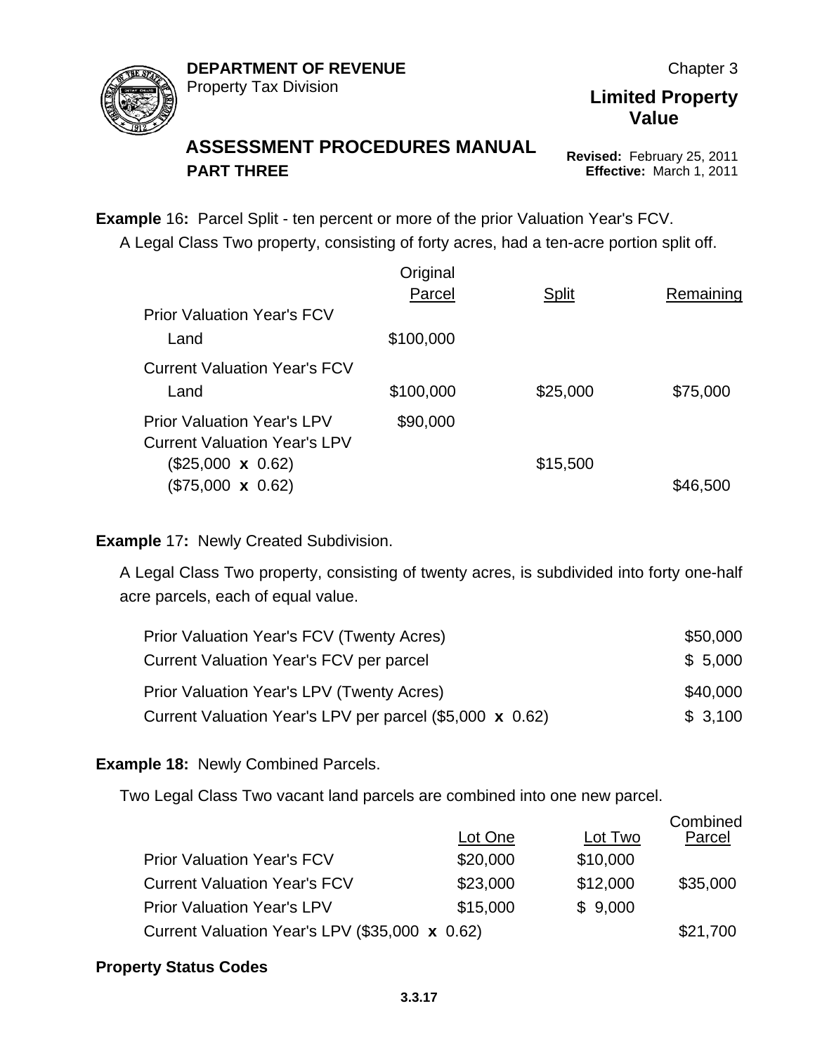**Example** 16**:** Parcel Split - ten percent or more of the prior Valuation Year's FCV.

A Legal Class Two property, consisting of forty acres, had a ten-acre portion split off.

| | Original Parcel | Split | Remaining |
|---|---|---|---|
| Prior Valuation Year's FCV | | | |
| Land | $100,000 | | |
| Current Valuation Year's FCV | | | |
| Land | $100,000 | $25,000 | $75,000 |
| Prior Valuation Year's LPV | $90,000 | | |
| Current Valuation Year's LPV | | | |
| ($25,000 **x** 0.62) | | $15,500 | |
| ($75,000 **x** 0.62) | | | $46,500 |

**Example** 17**:** Newly Created Subdivision.

A Legal Class Two property, consisting of twenty acres, is subdivided into forty one-half acre parcels, each of equal value.

| | |
|---|---|
| Prior Valuation Year's FCV (Twenty Acres) | $50,000 |
| Current Valuation Year's FCV per parcel | $ 5,000 |
| Prior Valuation Year's LPV (Twenty Acres) | $40,000 |
| Current Valuation Year's LPV per parcel ($5,000 **x** 0.62) | $ 3,100 |

**Example 18:** Newly Combined Parcels.

Two Legal Class Two vacant land parcels are combined into one new parcel.

| | Lot One | Lot Two | Combined Parcel |
|---|---|---|---|
| Prior Valuation Year's FCV | $20,000 | $10,000 | |
| Current Valuation Year's FCV | $23,000 | $12,000 | $35,000 |
| Prior Valuation Year's LPV | $15,000 | $ 9,000 | |
| Current Valuation Year's LPV ($35,000 **x** 0.62) | | | $21,700 |

**Property Status Codes**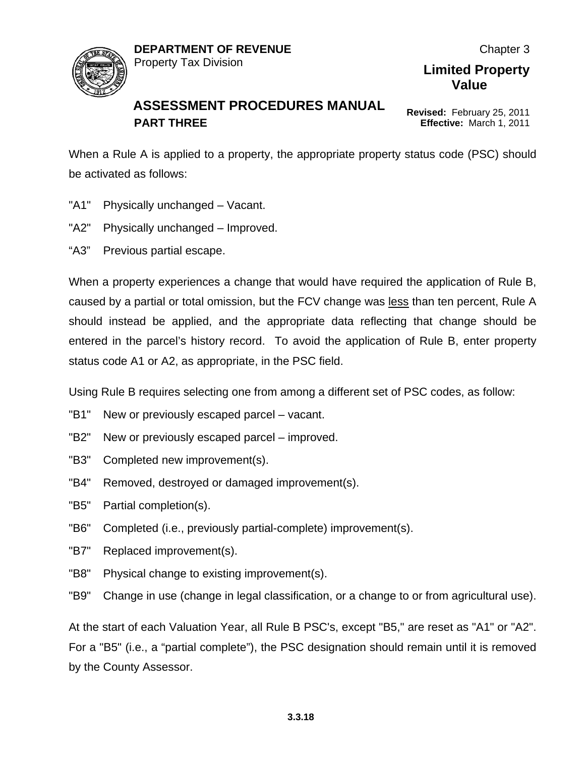When a Rule A is applied to a property, the appropriate property status code (PSC) should be activated as follows:

"A1" Physically unchanged – Vacant.

"A2" Physically unchanged – Improved.

"A3" Previous partial escape.

When a property experiences a change that would have required the application of Rule B, caused by a partial or total omission, but the FCV change was <u>less</u> than ten percent, Rule A should instead be applied, and the appropriate data reflecting that change should be entered in the parcel's history record. To avoid the application of Rule B, enter property status code A1 or A2, as appropriate, in the PSC field.

Using Rule B requires selecting one from among a different set of PSC codes, as follow:

"B1" New or previously escaped parcel – vacant.

"B2" New or previously escaped parcel – improved.

"B3" Completed new improvement(s).

"B4" Removed, destroyed or damaged improvement(s).

"B5" Partial completion(s).

"B6" Completed (i.e., previously partial-complete) improvement(s).

"B7" Replaced improvement(s).

"B8" Physical change to existing improvement(s).

"B9" Change in use (change in legal classification, or a change to or from agricultural use).

At the start of each Valuation Year, all Rule B PSC's, except "B5," are reset as "A1" or "A2". For a "B5" (i.e., a "partial complete"), the PSC designation should remain until it is removed by the County Assessor.